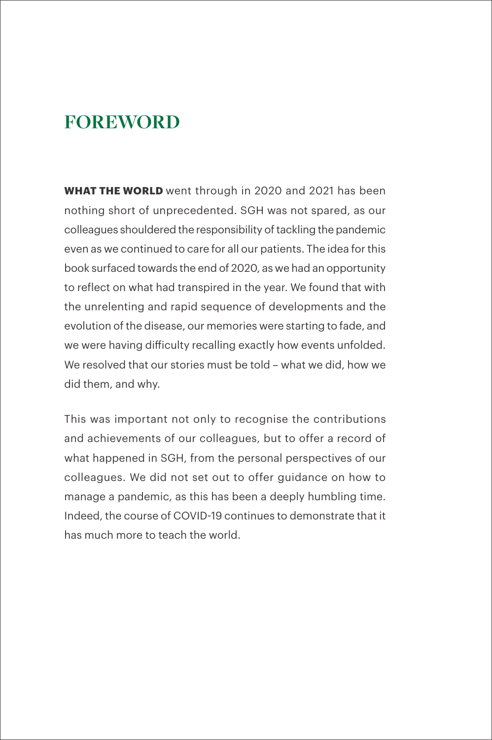# FOREWORD

**WHAT THE WORLD** went through in 2020 and 2021 has been nothing short of unprecedented. SGH was not spared, as our colleagues shouldered the responsibility of tackling the pandemic even as we continued to care for all our patients. The idea for this book surfaced towards the end of 2020, as we had an opportunity to reflect on what had transpired in the year. We found that with the unrelenting and rapid sequence of developments and the evolution of the disease, our memories were starting to fade, and we were having difficulty recalling exactly how events unfolded. We resolved that our stories must be told – what we did, how we did them, and why.

This was important not only to recognise the contributions and achievements of our colleagues, but to offer a record of what happened in SGH, from the personal perspectives of our colleagues. We did not set out to offer guidance on how to manage a pandemic, as this has been a deeply humbling time. Indeed, the course of COVID-19 continues to demonstrate that it has much more to teach the world.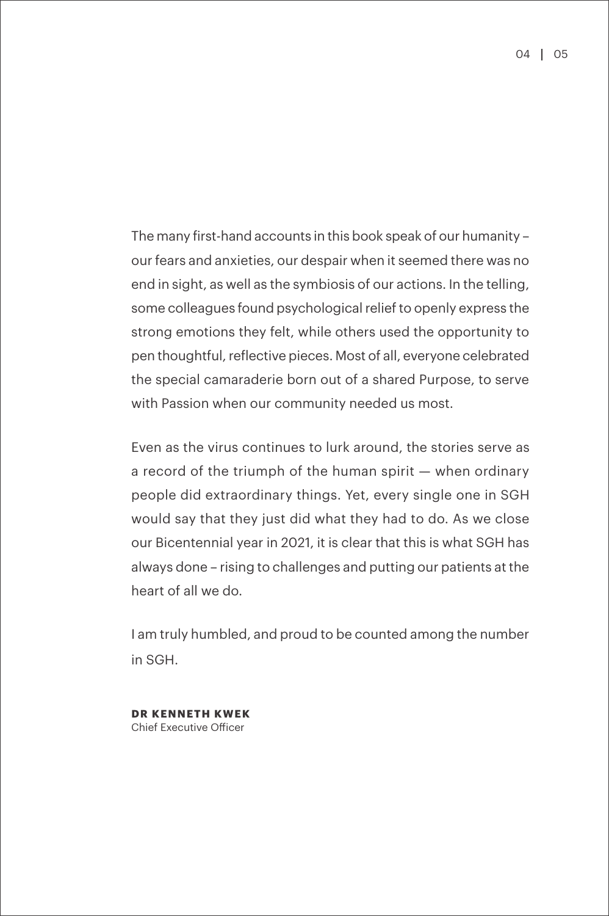The many first-hand accounts in this book speak of our humanity – our fears and anxieties, our despair when it seemed there was no end in sight, as well as the symbiosis of our actions. In the telling, some colleagues found psychological relief to openly express the strong emotions they felt, while others used the opportunity to pen thoughtful, reflective pieces. Most of all, everyone celebrated the special camaraderie born out of a shared Purpose, to serve with Passion when our community needed us most.

Even as the virus continues to lurk around, the stories serve as a record of the triumph of the human spirit — when ordinary people did extraordinary things. Yet, every single one in SGH would say that they just did what they had to do. As we close our Bicentennial year in 2021, it is clear that this is what SGH has always done – rising to challenges and putting our patients at the heart of all we do.

I am truly humbled, and proud to be counted among the number in SGH.

**DR KENNETH KWEK**
Chief Executive Officer